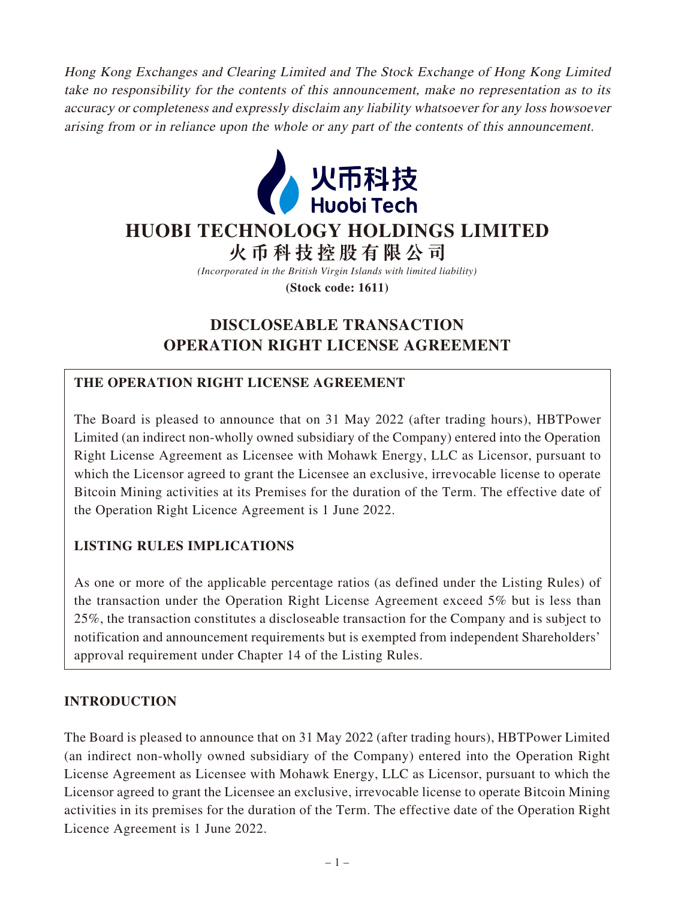*Hong Kong Exchanges and Clearing Limited and The Stock Exchange of Hong Kong Limited take no responsibility for the contents of this announcement, make no representation as to its accuracy or completeness and expressly disclaim any liability whatsoever for any loss howsoever arising from or in reliance upon the whole or any part of the contents of this announcement.*

火币科技
Huobi Tech

# HUOBI TECHNOLOGY HOLDINGS LIMITED
# 火币科技控股有限公司

*(Incorporated in the British Virgin Islands with limited liability)*

**(Stock code: 1611)**

# DISCLOSEABLE TRANSACTION
# OPERATION RIGHT LICENSE AGREEMENT

## THE OPERATION RIGHT LICENSE AGREEMENT

The Board is pleased to announce that on 31 May 2022 (after trading hours), HBTPower Limited (an indirect non-wholly owned subsidiary of the Company) entered into the Operation Right License Agreement as Licensee with Mohawk Energy, LLC as Licensor, pursuant to which the Licensor agreed to grant the Licensee an exclusive, irrevocable license to operate Bitcoin Mining activities at its Premises for the duration of the Term. The effective date of the Operation Right Licence Agreement is 1 June 2022.

## LISTING RULES IMPLICATIONS

As one or more of the applicable percentage ratios (as defined under the Listing Rules) of the transaction under the Operation Right License Agreement exceed 5% but is less than 25%, the transaction constitutes a discloseable transaction for the Company and is subject to notification and announcement requirements but is exempted from independent Shareholders' approval requirement under Chapter 14 of the Listing Rules.

## INTRODUCTION

The Board is pleased to announce that on 31 May 2022 (after trading hours), HBTPower Limited (an indirect non-wholly owned subsidiary of the Company) entered into the Operation Right License Agreement as Licensee with Mohawk Energy, LLC as Licensor, pursuant to which the Licensor agreed to grant the Licensee an exclusive, irrevocable license to operate Bitcoin Mining activities in its premises for the duration of the Term. The effective date of the Operation Right Licence Agreement is 1 June 2022.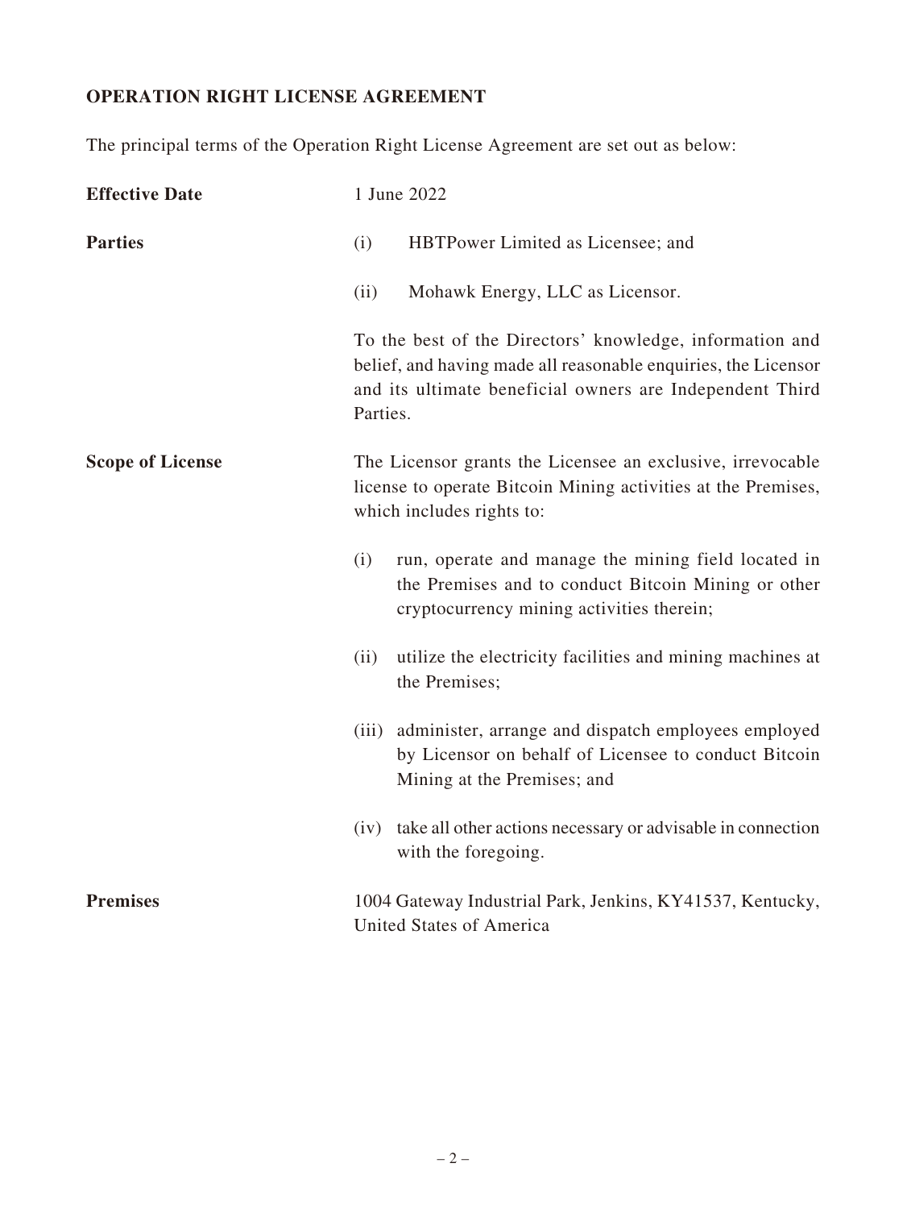**OPERATION RIGHT LICENSE AGREEMENT**

The principal terms of the Operation Right License Agreement are set out as below:

**Effective Date**

1 June 2022

**Parties**

(i) HBTPower Limited as Licensee; and

(ii) Mohawk Energy, LLC as Licensor.

To the best of the Directors' knowledge, information and belief, and having made all reasonable enquiries, the Licensor and its ultimate beneficial owners are Independent Third Parties.

**Scope of License**

The Licensor grants the Licensee an exclusive, irrevocable license to operate Bitcoin Mining activities at the Premises, which includes rights to:

(i) run, operate and manage the mining field located in the Premises and to conduct Bitcoin Mining or other cryptocurrency mining activities therein;

(ii) utilize the electricity facilities and mining machines at the Premises;

(iii) administer, arrange and dispatch employees employed by Licensor on behalf of Licensee to conduct Bitcoin Mining at the Premises; and

(iv) take all other actions necessary or advisable in connection with the foregoing.

**Premises**

1004 Gateway Industrial Park, Jenkins, KY41537, Kentucky, United States of America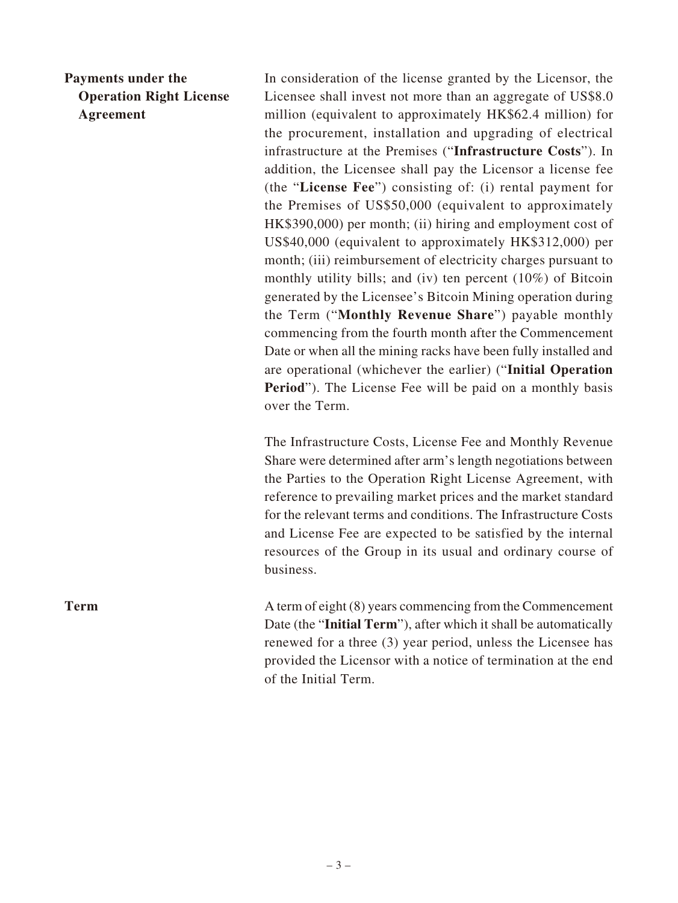**Payments under the Operation Right License Agreement**

In consideration of the license granted by the Licensor, the Licensee shall invest not more than an aggregate of US$8.0 million (equivalent to approximately HK$62.4 million) for the procurement, installation and upgrading of electrical infrastructure at the Premises ("**Infrastructure Costs**"). In addition, the Licensee shall pay the Licensor a license fee (the "**License Fee**") consisting of: (i) rental payment for the Premises of US$50,000 (equivalent to approximately HK$390,000) per month; (ii) hiring and employment cost of US$40,000 (equivalent to approximately HK$312,000) per month; (iii) reimbursement of electricity charges pursuant to monthly utility bills; and (iv) ten percent (10%) of Bitcoin generated by the Licensee's Bitcoin Mining operation during the Term ("**Monthly Revenue Share**") payable monthly commencing from the fourth month after the Commencement Date or when all the mining racks have been fully installed and are operational (whichever the earlier) ("**Initial Operation Period**"). The License Fee will be paid on a monthly basis over the Term.

The Infrastructure Costs, License Fee and Monthly Revenue Share were determined after arm's length negotiations between the Parties to the Operation Right License Agreement, with reference to prevailing market prices and the market standard for the relevant terms and conditions. The Infrastructure Costs and License Fee are expected to be satisfied by the internal resources of the Group in its usual and ordinary course of business.

**Term**

A term of eight (8) years commencing from the Commencement Date (the "**Initial Term**"), after which it shall be automatically renewed for a three (3) year period, unless the Licensee has provided the Licensor with a notice of termination at the end of the Initial Term.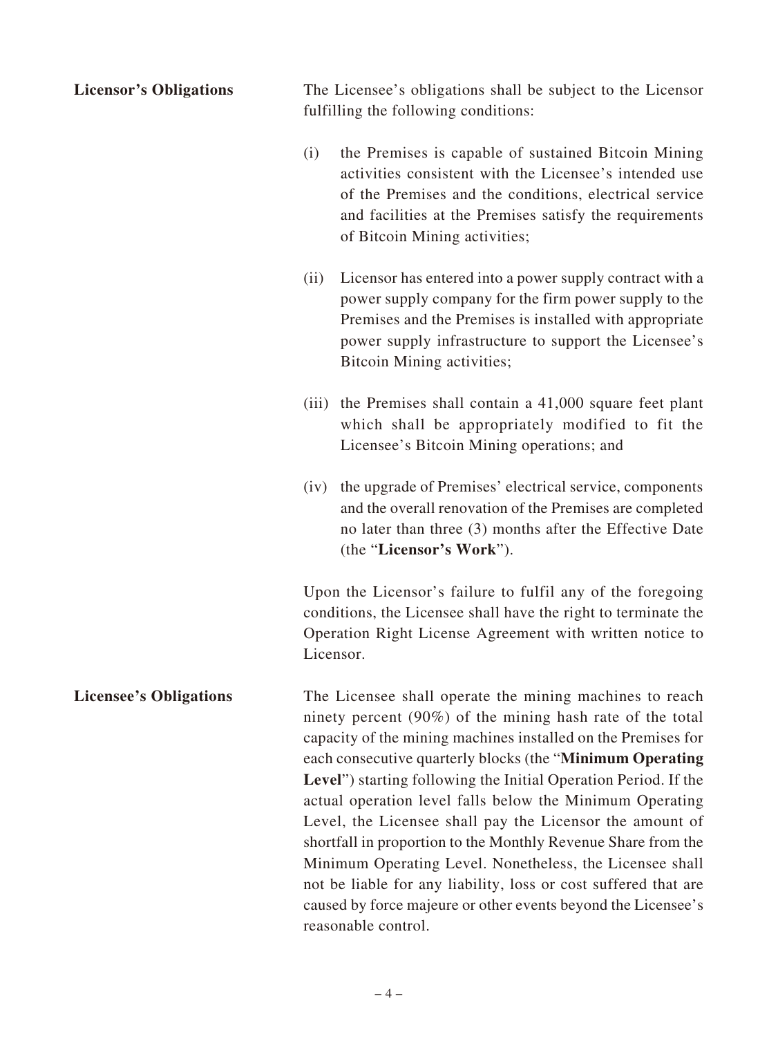**Licensor's Obligations**

The Licensee's obligations shall be subject to the Licensor fulfilling the following conditions:

(i) the Premises is capable of sustained Bitcoin Mining activities consistent with the Licensee's intended use of the Premises and the conditions, electrical service and facilities at the Premises satisfy the requirements of Bitcoin Mining activities;

(ii) Licensor has entered into a power supply contract with a power supply company for the firm power supply to the Premises and the Premises is installed with appropriate power supply infrastructure to support the Licensee's Bitcoin Mining activities;

(iii) the Premises shall contain a 41,000 square feet plant which shall be appropriately modified to fit the Licensee's Bitcoin Mining operations; and

(iv) the upgrade of Premises' electrical service, components and the overall renovation of the Premises are completed no later than three (3) months after the Effective Date (the "**Licensor's Work**").

Upon the Licensor's failure to fulfil any of the foregoing conditions, the Licensee shall have the right to terminate the Operation Right License Agreement with written notice to Licensor.

**Licensee's Obligations**

The Licensee shall operate the mining machines to reach ninety percent (90%) of the mining hash rate of the total capacity of the mining machines installed on the Premises for each consecutive quarterly blocks (the "**Minimum Operating Level**") starting following the Initial Operation Period. If the actual operation level falls below the Minimum Operating Level, the Licensee shall pay the Licensor the amount of shortfall in proportion to the Monthly Revenue Share from the Minimum Operating Level. Nonetheless, the Licensee shall not be liable for any liability, loss or cost suffered that are caused by force majeure or other events beyond the Licensee's reasonable control.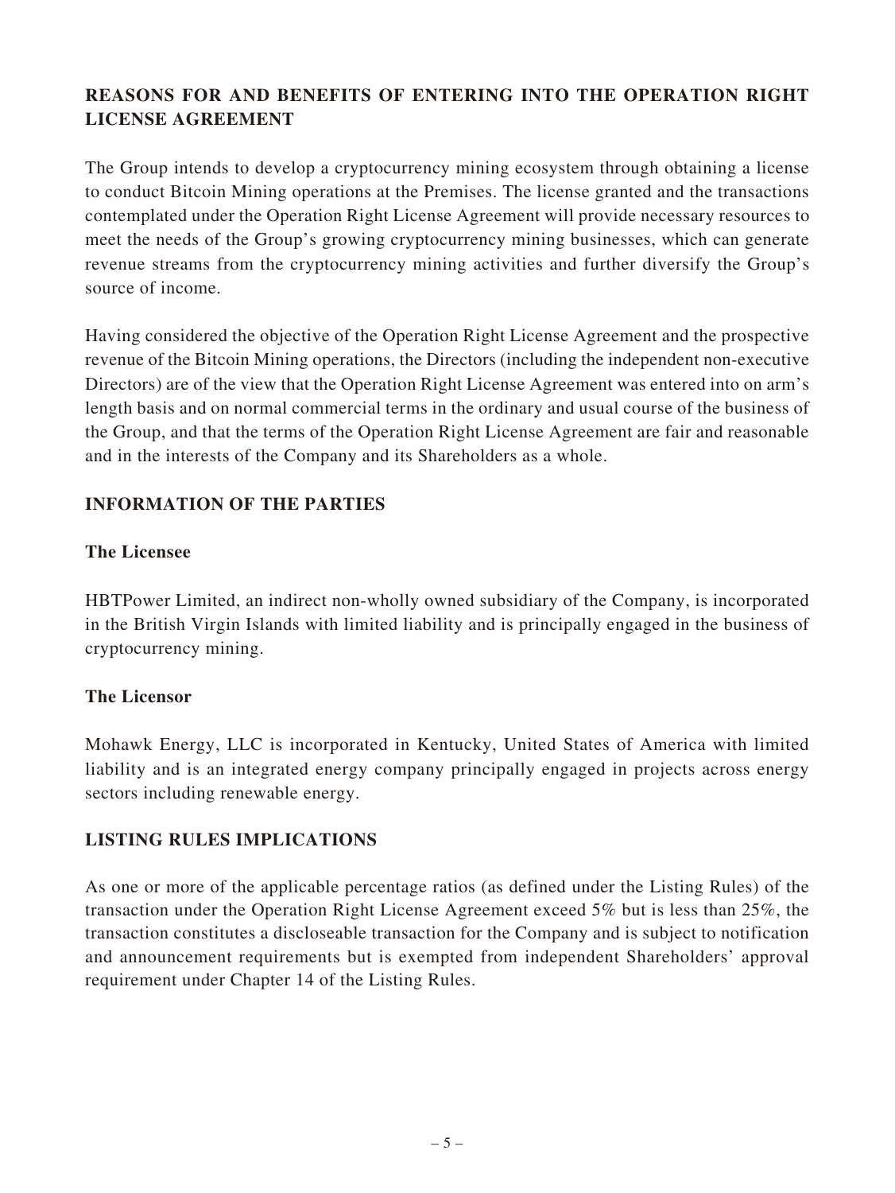## REASONS FOR AND BENEFITS OF ENTERING INTO THE OPERATION RIGHT LICENSE AGREEMENT

The Group intends to develop a cryptocurrency mining ecosystem through obtaining a license to conduct Bitcoin Mining operations at the Premises. The license granted and the transactions contemplated under the Operation Right License Agreement will provide necessary resources to meet the needs of the Group's growing cryptocurrency mining businesses, which can generate revenue streams from the cryptocurrency mining activities and further diversify the Group's source of income.

Having considered the objective of the Operation Right License Agreement and the prospective revenue of the Bitcoin Mining operations, the Directors (including the independent non-executive Directors) are of the view that the Operation Right License Agreement was entered into on arm's length basis and on normal commercial terms in the ordinary and usual course of the business of the Group, and that the terms of the Operation Right License Agreement are fair and reasonable and in the interests of the Company and its Shareholders as a whole.

## INFORMATION OF THE PARTIES

### The Licensee

HBTPower Limited, an indirect non-wholly owned subsidiary of the Company, is incorporated in the British Virgin Islands with limited liability and is principally engaged in the business of cryptocurrency mining.

### The Licensor

Mohawk Energy, LLC is incorporated in Kentucky, United States of America with limited liability and is an integrated energy company principally engaged in projects across energy sectors including renewable energy.

## LISTING RULES IMPLICATIONS

As one or more of the applicable percentage ratios (as defined under the Listing Rules) of the transaction under the Operation Right License Agreement exceed 5% but is less than 25%, the transaction constitutes a discloseable transaction for the Company and is subject to notification and announcement requirements but is exempted from independent Shareholders' approval requirement under Chapter 14 of the Listing Rules.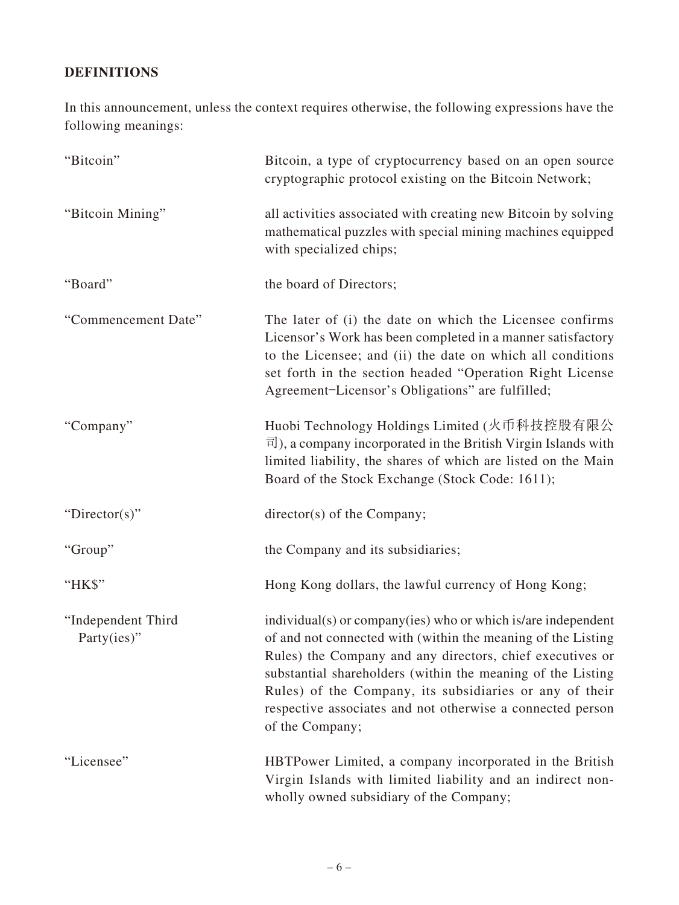## DEFINITIONS

In this announcement, unless the context requires otherwise, the following expressions have the following meanings:

| | |
|---|---|
| "Bitcoin" | Bitcoin, a type of cryptocurrency based on an open source cryptographic protocol existing on the Bitcoin Network; |
| "Bitcoin Mining" | all activities associated with creating new Bitcoin by solving mathematical puzzles with special mining machines equipped with specialized chips; |
| "Board" | the board of Directors; |
| "Commencement Date" | The later of (i) the date on which the Licensee confirms Licensor's Work has been completed in a manner satisfactory to the Licensee; and (ii) the date on which all conditions set forth in the section headed "Operation Right License Agreement–Licensor's Obligations" are fulfilled; |
| "Company" | Huobi Technology Holdings Limited (火币科技控股有限公司), a company incorporated in the British Virgin Islands with limited liability, the shares of which are listed on the Main Board of the Stock Exchange (Stock Code: 1611); |
| "Director(s)" | director(s) of the Company; |
| "Group" | the Company and its subsidiaries; |
| "HK$" | Hong Kong dollars, the lawful currency of Hong Kong; |
| "Independent Third Party(ies)" | individual(s) or company(ies) who or which is/are independent of and not connected with (within the meaning of the Listing Rules) the Company and any directors, chief executives or substantial shareholders (within the meaning of the Listing Rules) of the Company, its subsidiaries or any of their respective associates and not otherwise a connected person of the Company; |
| "Licensee" | HBTPower Limited, a company incorporated in the British Virgin Islands with limited liability and an indirect non-wholly owned subsidiary of the Company; |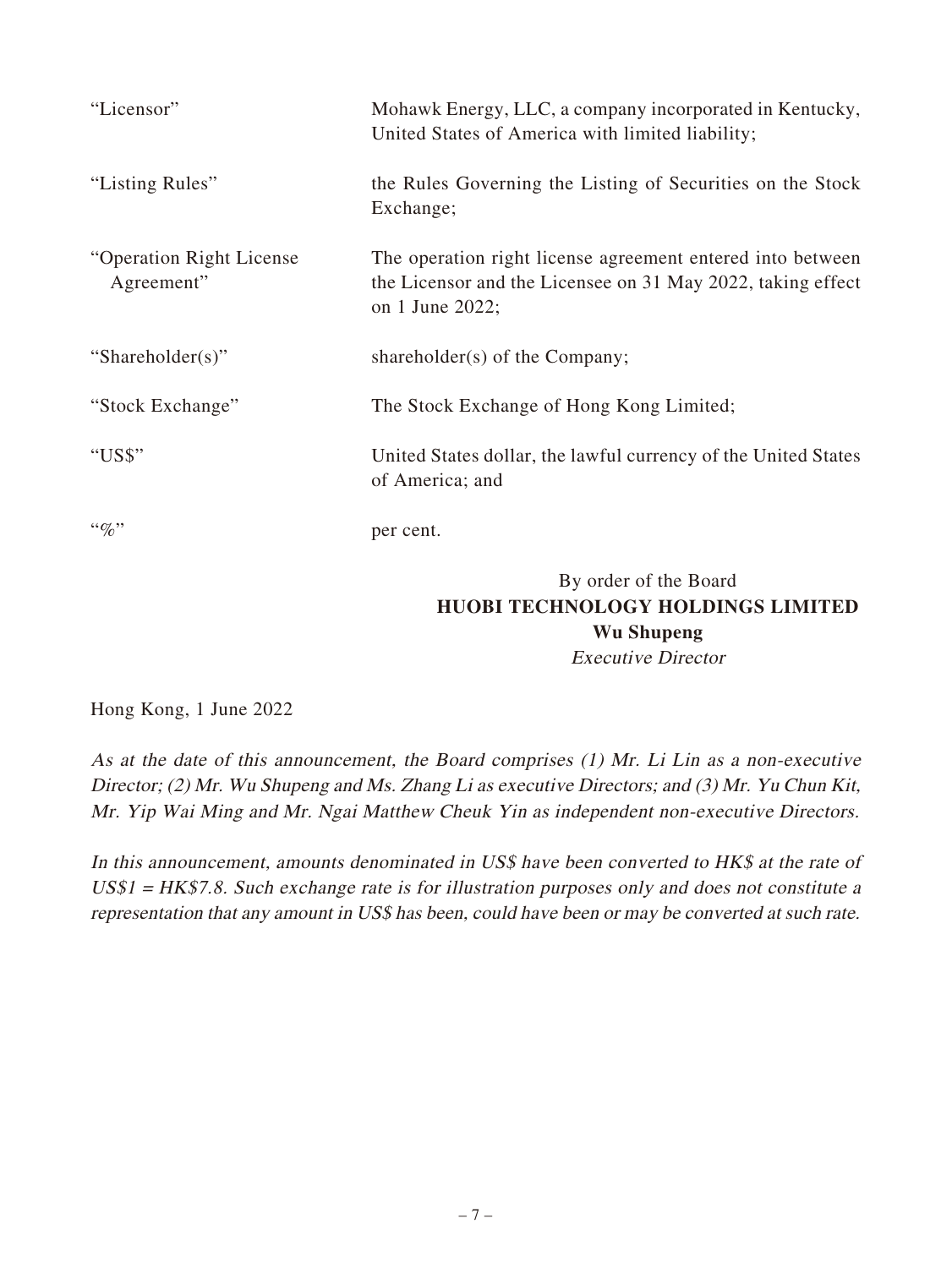| | |
|---|---|
| "Licensor" | Mohawk Energy, LLC, a company incorporated in Kentucky, United States of America with limited liability; |
| "Listing Rules" | the Rules Governing the Listing of Securities on the Stock Exchange; |
| "Operation Right License Agreement" | The operation right license agreement entered into between the Licensor and the Licensee on 31 May 2022, taking effect on 1 June 2022; |
| "Shareholder(s)" | shareholder(s) of the Company; |
| "Stock Exchange" | The Stock Exchange of Hong Kong Limited; |
| "US$" | United States dollar, the lawful currency of the United States of America; and |
| "%" | per cent. |

By order of the Board
**HUOBI TECHNOLOGY HOLDINGS LIMITED**
**Wu Shupeng**
*Executive Director*

Hong Kong, 1 June 2022

*As at the date of this announcement, the Board comprises (1) Mr. Li Lin as a non-executive Director; (2) Mr. Wu Shupeng and Ms. Zhang Li as executive Directors; and (3) Mr. Yu Chun Kit, Mr. Yip Wai Ming and Mr. Ngai Matthew Cheuk Yin as independent non-executive Directors.*

*In this announcement, amounts denominated in US$ have been converted to HK$ at the rate of US$1 = HK$7.8. Such exchange rate is for illustration purposes only and does not constitute a representation that any amount in US$ has been, could have been or may be converted at such rate.*